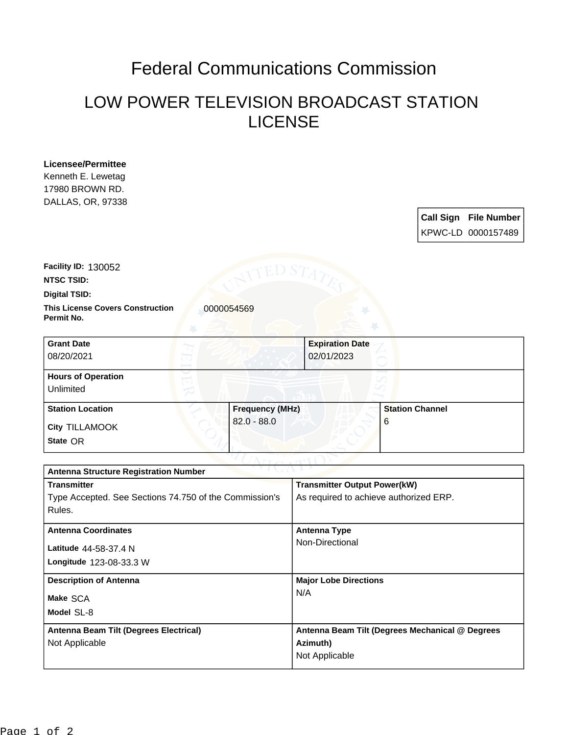# Federal Communications Commission

## LOW POWER TELEVISION BROADCAST STATION LICENSE

**Licensee/Permittee**
Kenneth E. Lewetag
17980 BROWN RD.
DALLAS, OR, 97338

| Call Sign | File Number |
| --- | --- |
| KPWC-LD | 0000157489 |

**Facility ID:** 130052

**NTSC TSID:**

**Digital TSID:**

**This License Covers Construction Permit No.** 0000054569

| Grant Date | Expiration Date |
| --- | --- |
| 08/20/2021 | 02/01/2023 |

**Hours of Operation**
Unlimited

| Station Location | Frequency (MHz) | Station Channel |
| --- | --- | --- |
| City TILLAMOOK<br>State OR | 82.0 - 88.0 | 6 |

**Antenna Structure Registration Number**

| Transmitter | Transmitter Output Power(kW) |
| --- | --- |
| Type Accepted. See Sections 74.750 of the Commission's Rules. | As required to achieve authorized ERP. |

| Antenna Coordinates | Antenna Type |
| --- | --- |
| Latitude 44-58-37.4 N<br>Longitude 123-08-33.3 W | Non-Directional |

| Description of Antenna | Major Lobe Directions |
| --- | --- |
| Make SCA<br>Model SL-8 | N/A |

| Antenna Beam Tilt (Degrees Electrical) | Antenna Beam Tilt (Degrees Mechanical @ Degrees Azimuth) |
| --- | --- |
| Not Applicable | Not Applicable |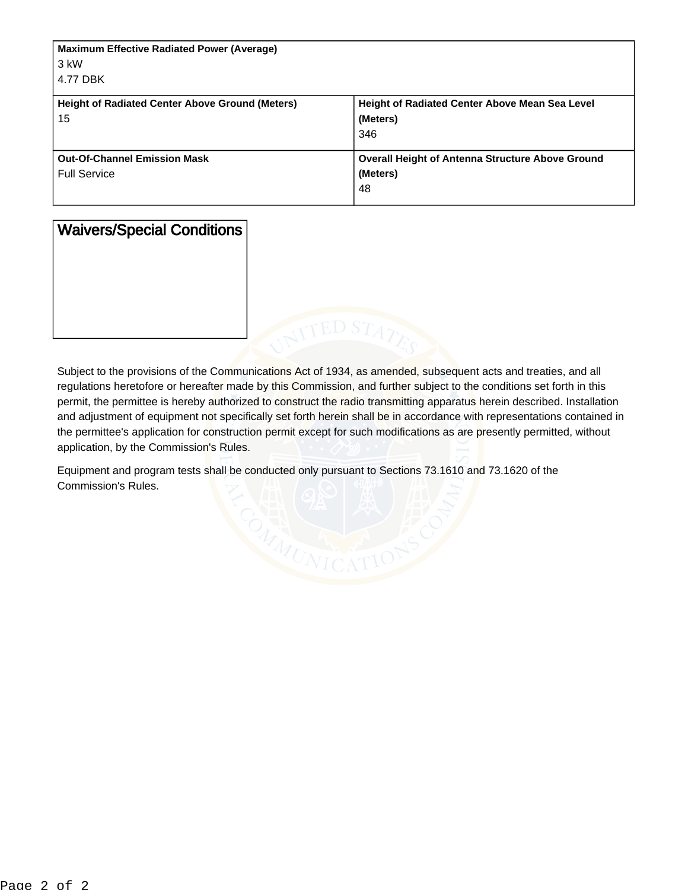| | |
|---|---|
| **Maximum Effective Radiated Power (Average)**<br>3 kW<br>4.77 DBK | |
| **Height of Radiated Center Above Ground (Meters)**<br>15 | **Height of Radiated Center Above Mean Sea Level (Meters)**<br>346 |
| **Out-Of-Channel Emission Mask**<br>Full Service | **Overall Height of Antenna Structure Above Ground (Meters)**<br>48 |

## Waivers/Special Conditions

Subject to the provisions of the Communications Act of 1934, as amended, subsequent acts and treaties, and all regulations heretofore or hereafter made by this Commission, and further subject to the conditions set forth in this permit, the permittee is hereby authorized to construct the radio transmitting apparatus herein described. Installation and adjustment of equipment not specifically set forth herein shall be in accordance with representations contained in the permittee's application for construction permit except for such modifications as are presently permitted, without application, by the Commission's Rules.

Equipment and program tests shall be conducted only pursuant to Sections 73.1610 and 73.1620 of the Commission's Rules.